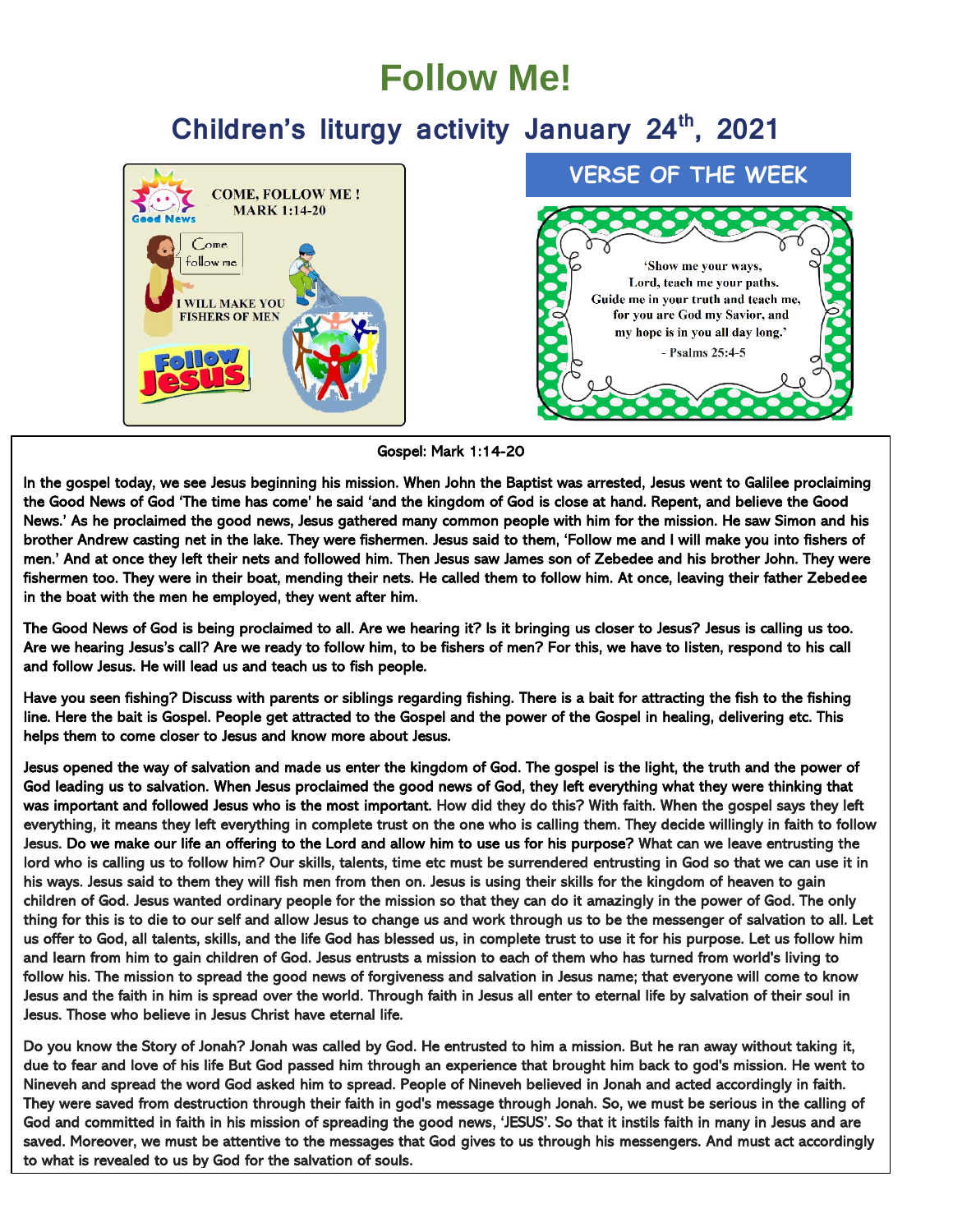# Follow Me!

## Children's liturgy activity January 24th, 2021

COME, FOLLOW ME !
MARK 1:14-20

Come follow me

I WILL MAKE YOU FISHERS OF MEN

Follow Jesus

### VERSE OF THE WEEK

'Show me your ways,
Lord, teach me your paths.
Guide me in your truth and teach me,
for you are God my Savior, and
my hope is in you all day long.'
- Psalms 25:4-5

Gospel: Mark 1:14-20

In the gospel today, we see Jesus beginning his mission. When John the Baptist was arrested, Jesus went to Galilee proclaiming the Good News of God 'The time has come' he said 'and the kingdom of God is close at hand. Repent, and believe the Good News.' As he proclaimed the good news, Jesus gathered many common people with him for the mission. He saw Simon and his brother Andrew casting net in the lake. They were fishermen. Jesus said to them, 'Follow me and I will make you into fishers of men.' And at once they left their nets and followed him. Then Jesus saw James son of Zebedee and his brother John. They were fishermen too. They were in their boat, mending their nets. He called them to follow him. At once, leaving their father Zebedee in the boat with the men he employed, they went after him.

The Good News of God is being proclaimed to all. Are we hearing it? Is it bringing us closer to Jesus? Jesus is calling us too. Are we hearing Jesus's call? Are we ready to follow him, to be fishers of men? For this, we have to listen, respond to his call and follow Jesus. He will lead us and teach us to fish people.

Have you seen fishing? Discuss with parents or siblings regarding fishing. There is a bait for attracting the fish to the fishing line. Here the bait is Gospel. People get attracted to the Gospel and the power of the Gospel in healing, delivering etc. This helps them to come closer to Jesus and know more about Jesus.

Jesus opened the way of salvation and made us enter the kingdom of God. The gospel is the light, the truth and the power of God leading us to salvation. When Jesus proclaimed the good news of God, they left everything what they were thinking that was important and followed Jesus who is the most important. How did they do this? With faith. When the gospel says they left everything, it means they left everything in complete trust on the one who is calling them. They decide willingly in faith to follow Jesus. Do we make our life an offering to the Lord and allow him to use us for his purpose? What can we leave entrusting the lord who is calling us to follow him? Our skills, talents, time etc must be surrendered entrusting in God so that we can use it in his ways. Jesus said to them they will fish men from then on. Jesus is using their skills for the kingdom of heaven to gain children of God. Jesus wanted ordinary people for the mission so that they can do it amazingly in the power of God. The only thing for this is to die to our self and allow Jesus to change us and work through us to be the messenger of salvation to all. Let us offer to God, all talents, skills, and the life God has blessed us, in complete trust to use it for his purpose. Let us follow him and learn from him to gain children of God. Jesus entrusts a mission to each of them who has turned from world's living to follow his. The mission to spread the good news of forgiveness and salvation in Jesus name; that everyone will come to know Jesus and the faith in him is spread over the world. Through faith in Jesus all enter to eternal life by salvation of their soul in Jesus. Those who believe in Jesus Christ have eternal life.

Do you know the Story of Jonah? Jonah was called by God. He entrusted to him a mission. But he ran away without taking it, due to fear and love of his life But God passed him through an experience that brought him back to god's mission. He went to Nineveh and spread the word God asked him to spread. People of Nineveh believed in Jonah and acted accordingly in faith. They were saved from destruction through their faith in god's message through Jonah. So, we must be serious in the calling of God and committed in faith in his mission of spreading the good news, 'JESUS'. So that it instils faith in many in Jesus and are saved. Moreover, we must be attentive to the messages that God gives to us through his messengers. And must act accordingly to what is revealed to us by God for the salvation of souls.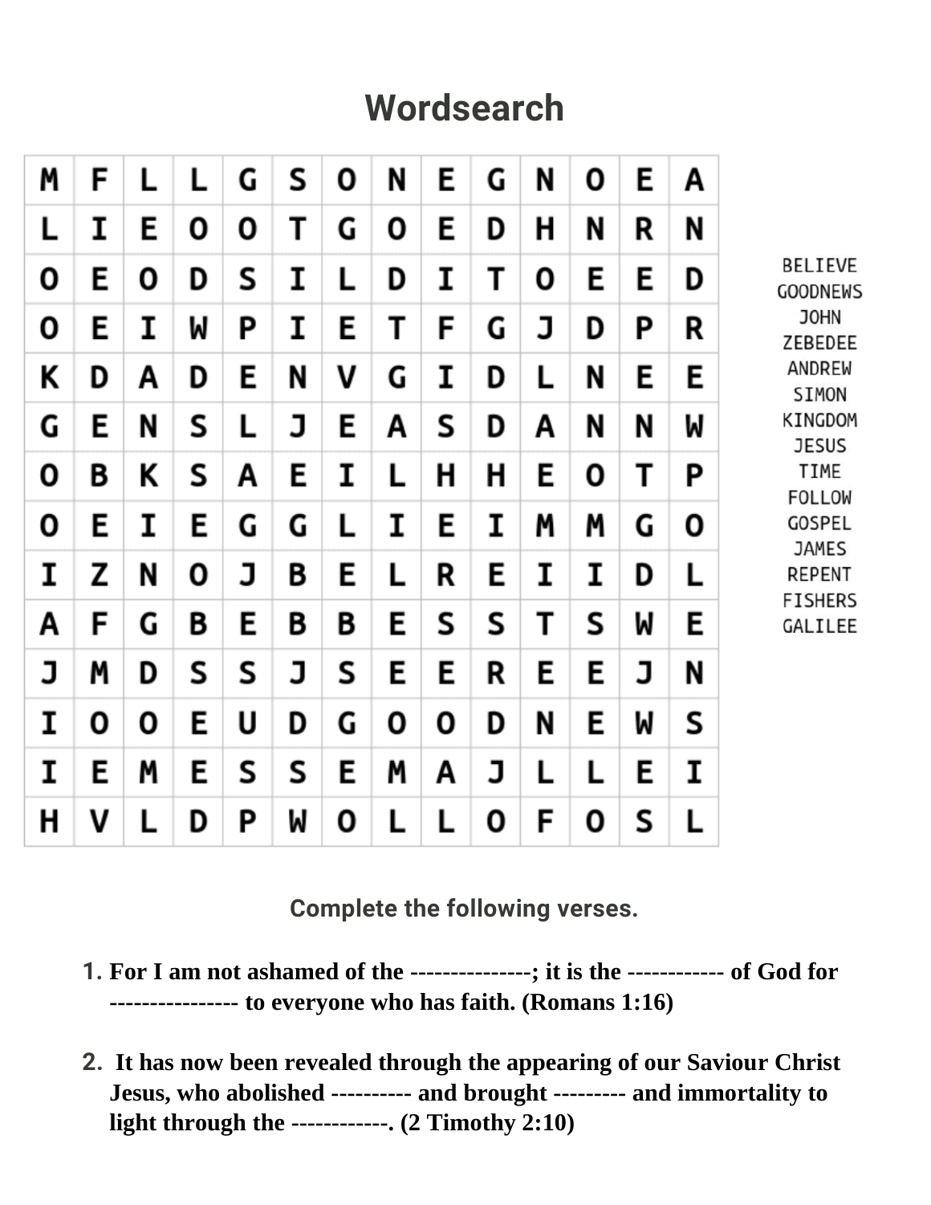# Wordsearch

| | | | | | | | | | | | | | |
|---|---|---|---|---|---|---|---|---|---|---|---|---|---|
| M | F | L | L | G | S | O | N | E | G | N | O | E | A |
| L | I | E | O | O | T | G | O | E | D | H | N | R | N |
| O | E | O | D | S | I | L | D | I | T | O | E | E | D |
| O | E | I | W | P | I | E | T | F | G | J | D | P | R |
| K | D | A | D | E | N | V | G | I | D | L | N | E | E |
| G | E | N | S | L | J | E | A | S | D | A | N | N | W |
| O | B | K | S | A | E | I | L | H | H | E | O | T | P |
| O | E | I | E | G | G | L | I | E | I | M | M | G | O |
| I | Z | N | O | J | B | E | L | R | E | I | I | D | L |
| A | F | G | B | E | B | B | E | S | S | T | S | W | E |
| J | M | D | S | S | J | S | E | E | R | E | E | J | N |
| I | O | O | E | U | D | G | O | O | D | N | E | W | S |
| I | E | M | E | S | S | E | M | A | J | L | L | E | I |
| H | V | L | D | P | W | O | L | L | O | F | O | S | L |

BELIEVE
GOODNEWS
JOHN
ZEBEDEE
ANDREW
SIMON
KINGDOM
JESUS
TIME
FOLLOW
GOSPEL
JAMES
REPENT
FISHERS
GALILEE

## Complete the following verses.

1. **For I am not ashamed of the ---------------; it is the ------------ of God for ---------------- to everyone who has faith. (Romans 1:16)**

2. **It has now been revealed through the appearing of our Saviour Christ Jesus, who abolished ---------- and brought --------- and immortality to light through the ------------. (2 Timothy 2:10)**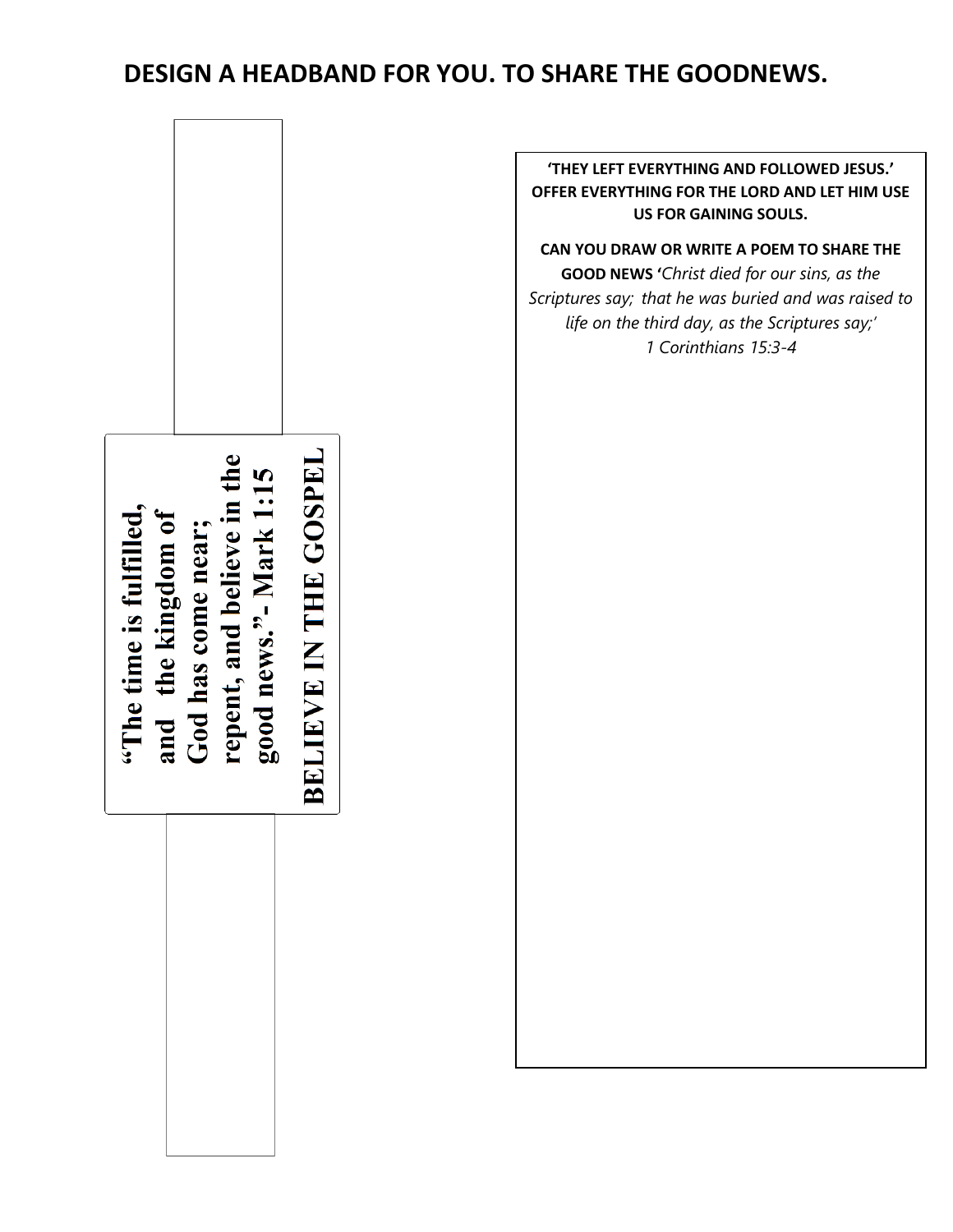# DESIGN A HEADBAND FOR YOU. TO SHARE THE GOODNEWS.

**"The time is fulfilled, and the kingdom of God has come near; repent, and believe in the good news." - Mark 1:15**

**BELIEVE IN THE GOSPEL**

**'THEY LEFT EVERYTHING AND FOLLOWED JESUS.' OFFER EVERYTHING FOR THE LORD AND LET HIM USE US FOR GAINING SOULS.**

**CAN YOU DRAW OR WRITE A POEM TO SHARE THE GOOD NEWS '***Christ died for our sins, as the Scriptures say; that he was buried and was raised to life on the third day, as the Scriptures say;' 1 Corinthians 15:3-4*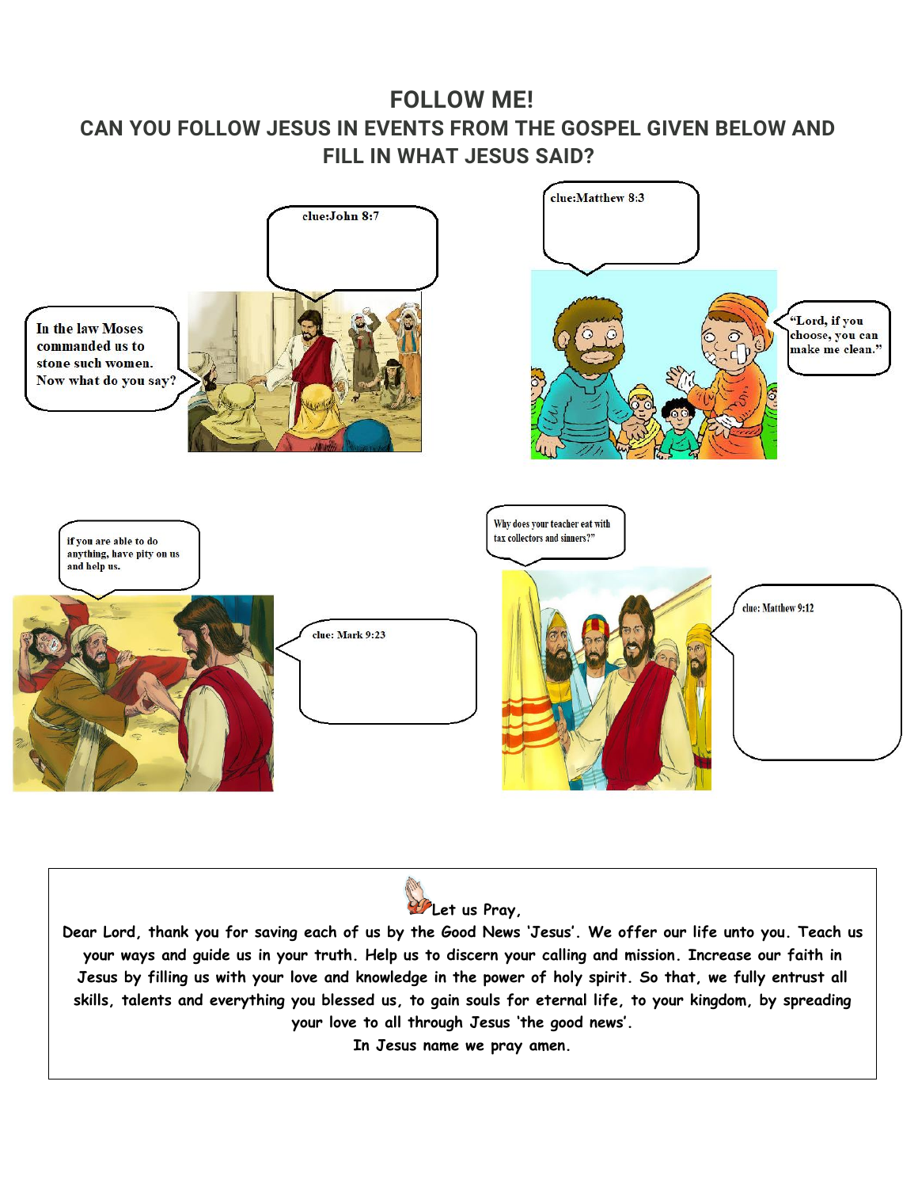# FOLLOW ME!

## CAN YOU FOLLOW JESUS IN EVENTS FROM THE GOSPEL GIVEN BELOW AND FILL IN WHAT JESUS SAID?

clue:John 8:7

In the law Moses commanded us to stone such women. Now what do you say?

clue:Matthew 8:3

"Lord, if you choose, you can make me clean."

if you are able to do anything, have pity on us and help us.

clue: Mark 9:23

Why does your teacher eat with tax collectors and sinners?"

clue: Matthew 9:12

Let us Pray,

Dear Lord, thank you for saving each of us by the Good News 'Jesus'. We offer our life unto you. Teach us your ways and guide us in your truth. Help us to discern your calling and mission. Increase our faith in Jesus by filling us with your love and knowledge in the power of holy spirit. So that, we fully entrust all skills, talents and everything you blessed us, to gain souls for eternal life, to your kingdom, by spreading your love to all through Jesus 'the good news'.

In Jesus name we pray amen.